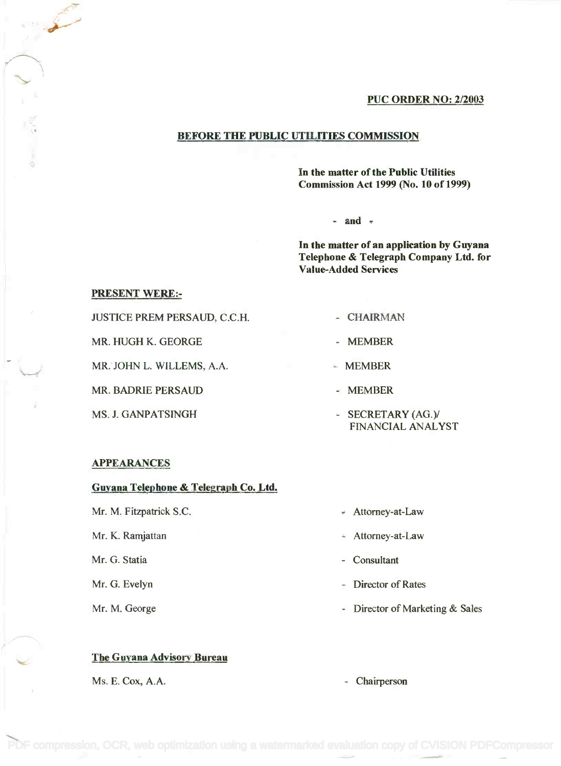**PUC ORDER NO: 2/2003**

**BEFORE THE PUBLIC UTILITIES COMMISSION**

**In the matter of the Public Utilities Commission Act 1999 (No. 10 of 1999)**

**- and -**

**In the matter of an application by Guyana Telephone & Telegraph Company Ltd. for Value-Added Services**

**PRESENT WERE:-**

| | |
|---|---|
| JUSTICE PREM PERSAUD, C.C.H. | - CHAIRMAN |
| MR. HUGH K. GEORGE | - MEMBER |
| MR. JOHN L. WILLEMS, A.A. | - MEMBER |
| MR. BADRIE PERSAUD | - MEMBER |
| MS. J. GANPATSINGH | - SECRETARY (AG.)/ FINANCIAL ANALYST |

**APPEARANCES**

**Guyana Telephone & Telegraph Co. Ltd.**

| | |
|---|---|
| Mr. M. Fitzpatrick S.C. | - Attorney-at-Law |
| Mr. K. Ramjattan | - Attorney-at-Law |
| Mr. G. Statia | - Consultant |
| Mr. G. Evelyn | - Director of Rates |
| Mr. M. George | - Director of Marketing & Sales |

**The Guyana Advisory Bureau**

| | |
|---|---|
| Ms. E. Cox, A.A. | - Chairperson |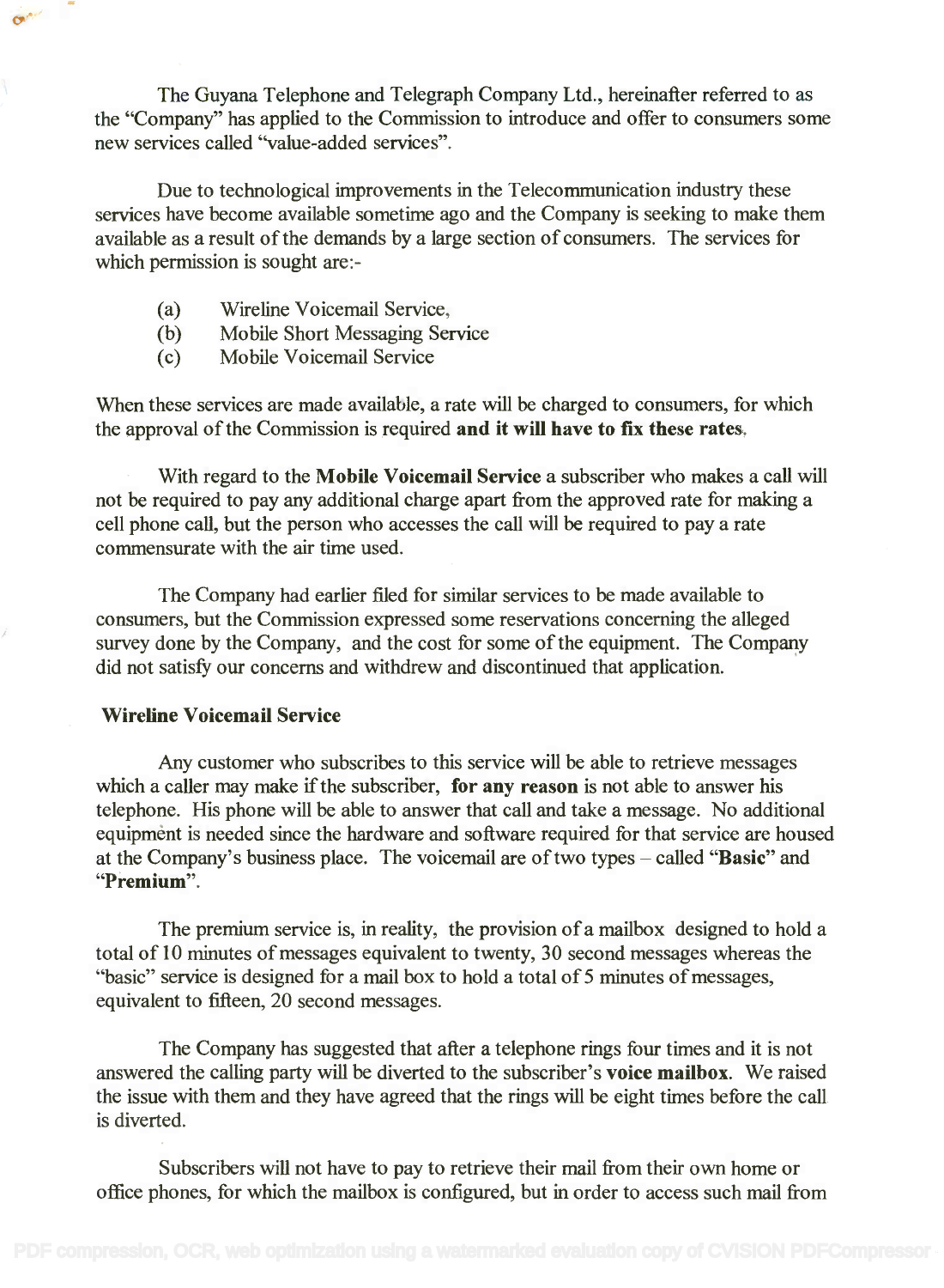The Guyana Telephone and Telegraph Company Ltd., hereinafter referred to as the "Company" has applied to the Commission to introduce and offer to consumers some new services called "value-added services".

Due to technological improvements in the Telecommunication industry these services have become available sometime ago and the Company is seeking to make them available as a result of the demands by a large section of consumers. The services for which permission is sought are:-

(a) Wireline Voicemail Service,
(b) Mobile Short Messaging Service
(c) Mobile Voicemail Service

When these services are made available, a rate will be charged to consumers, for which the approval of the Commission is required **and it will have to fix these rates**.

With regard to the **Mobile Voicemail Service** a subscriber who makes a call will not be required to pay any additional charge apart from the approved rate for making a cell phone call, but the person who accesses the call will be required to pay a rate commensurate with the air time used.

The Company had earlier filed for similar services to be made available to consumers, but the Commission expressed some reservations concerning the alleged survey done by the Company, and the cost for some of the equipment. The Company did not satisfy our concerns and withdrew and discontinued that application.

**Wireline Voicemail Service**

Any customer who subscribes to this service will be able to retrieve messages which a caller may make if the subscriber, **for any reason** is not able to answer his telephone. His phone will be able to answer that call and take a message. No additional equipment is needed since the hardware and software required for that service are housed at the Company's business place. The voicemail are of two types – called "**Basic**" and "**Premium**".

The premium service is, in reality, the provision of a mailbox designed to hold a total of 10 minutes of messages equivalent to twenty, 30 second messages whereas the "basic" service is designed for a mail box to hold a total of 5 minutes of messages, equivalent to fifteen, 20 second messages.

The Company has suggested that after a telephone rings four times and it is not answered the calling party will be diverted to the subscriber's **voice mailbox**. We raised the issue with them and they have agreed that the rings will be eight times before the call is diverted.

Subscribers will not have to pay to retrieve their mail from their own home or office phones, for which the mailbox is configured, but in order to access such mail from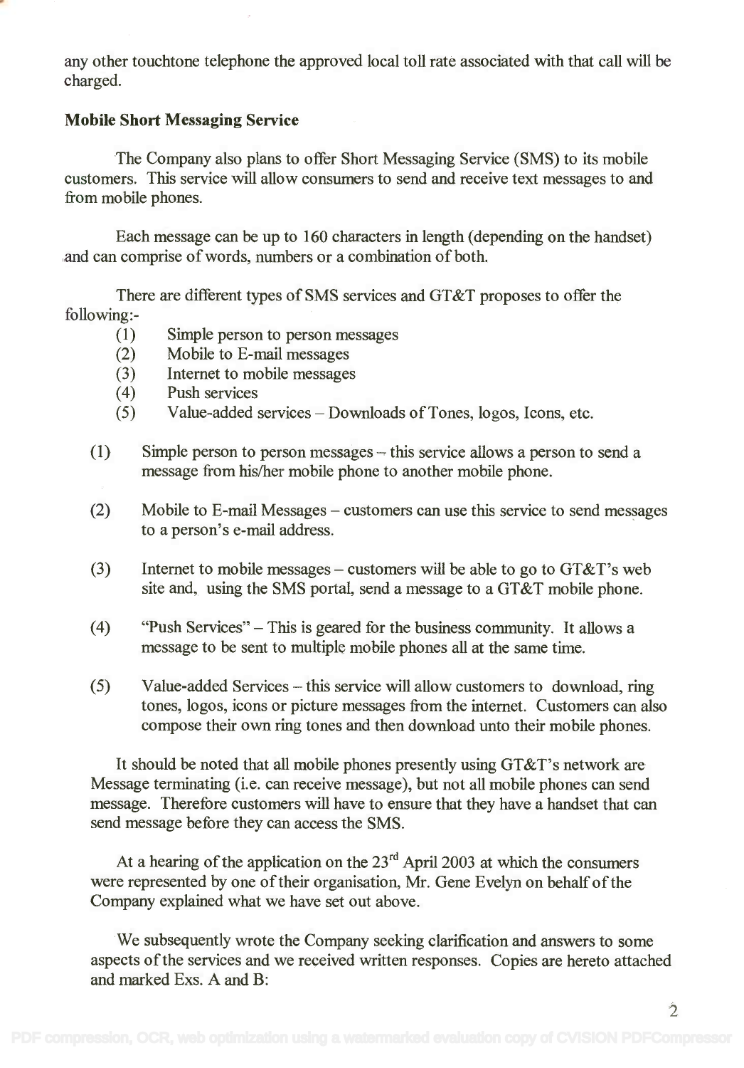any other touchtone telephone the approved local toll rate associated with that call will be charged.

**Mobile Short Messaging Service**

The Company also plans to offer Short Messaging Service (SMS) to its mobile customers. This service will allow consumers to send and receive text messages to and from mobile phones.

Each message can be up to 160 characters in length (depending on the handset) and can comprise of words, numbers or a combination of both.

There are different types of SMS services and GT&T proposes to offer the following:-

(1) Simple person to person messages
(2) Mobile to E-mail messages
(3) Internet to mobile messages
(4) Push services
(5) Value-added services – Downloads of Tones, logos, Icons, etc.

(1) Simple person to person messages – this service allows a person to send a message from his/her mobile phone to another mobile phone.

(2) Mobile to E-mail Messages – customers can use this service to send messages to a person's e-mail address.

(3) Internet to mobile messages – customers will be able to go to GT&T's web site and, using the SMS portal, send a message to a GT&T mobile phone.

(4) "Push Services" – This is geared for the business community. It allows a message to be sent to multiple mobile phones all at the same time.

(5) Value-added Services – this service will allow customers to download, ring tones, logos, icons or picture messages from the internet. Customers can also compose their own ring tones and then download unto their mobile phones.

It should be noted that all mobile phones presently using GT&T's network are Message terminating (i.e. can receive message), but not all mobile phones can send message. Therefore customers will have to ensure that they have a handset that can send message before they can access the SMS.

At a hearing of the application on the 23rd April 2003 at which the consumers were represented by one of their organisation, Mr. Gene Evelyn on behalf of the Company explained what we have set out above.

We subsequently wrote the Company seeking clarification and answers to some aspects of the services and we received written responses. Copies are hereto attached and marked Exs. A and B: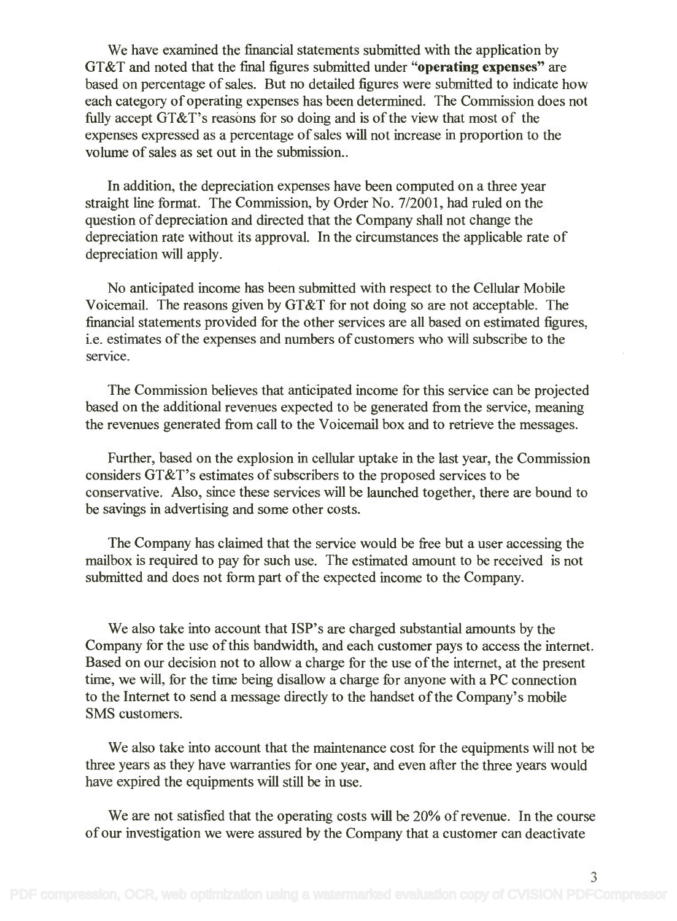We have examined the financial statements submitted with the application by GT&T and noted that the final figures submitted under "**operating expenses**" are based on percentage of sales. But no detailed figures were submitted to indicate how each category of operating expenses has been determined. The Commission does not fully accept GT&T's reasons for so doing and is of the view that most of the expenses expressed as a percentage of sales will not increase in proportion to the volume of sales as set out in the submission..

In addition, the depreciation expenses have been computed on a three year straight line format. The Commission, by Order No. 7/2001, had ruled on the question of depreciation and directed that the Company shall not change the depreciation rate without its approval. In the circumstances the applicable rate of depreciation will apply.

No anticipated income has been submitted with respect to the Cellular Mobile Voicemail. The reasons given by GT&T for not doing so are not acceptable. The financial statements provided for the other services are all based on estimated figures, i.e. estimates of the expenses and numbers of customers who will subscribe to the service.

The Commission believes that anticipated income for this service can be projected based on the additional revenues expected to be generated from the service, meaning the revenues generated from call to the Voicemail box and to retrieve the messages.

Further, based on the explosion in cellular uptake in the last year, the Commission considers GT&T's estimates of subscribers to the proposed services to be conservative. Also, since these services will be launched together, there are bound to be savings in advertising and some other costs.

The Company has claimed that the service would be free but a user accessing the mailbox is required to pay for such use. The estimated amount to be received is not submitted and does not form part of the expected income to the Company.

We also take into account that ISP's are charged substantial amounts by the Company for the use of this bandwidth, and each customer pays to access the internet. Based on our decision not to allow a charge for the use of the internet, at the present time, we will, for the time being disallow a charge for anyone with a PC connection to the Internet to send a message directly to the handset of the Company's mobile SMS customers.

We also take into account that the maintenance cost for the equipments will not be three years as they have warranties for one year, and even after the three years would have expired the equipments will still be in use.

We are not satisfied that the operating costs will be 20% of revenue. In the course of our investigation we were assured by the Company that a customer can deactivate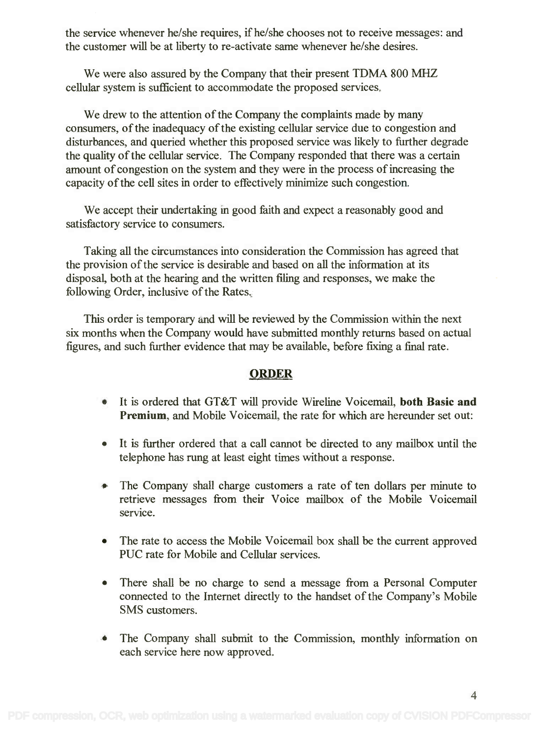the service whenever he/she requires, if he/she chooses not to receive messages: and the customer will be at liberty to re-activate same whenever he/she desires.

We were also assured by the Company that their present TDMA 800 MHZ cellular system is sufficient to accommodate the proposed services.

We drew to the attention of the Company the complaints made by many consumers, of the inadequacy of the existing cellular service due to congestion and disturbances, and queried whether this proposed service was likely to further degrade the quality of the cellular service. The Company responded that there was a certain amount of congestion on the system and they were in the process of increasing the capacity of the cell sites in order to effectively minimize such congestion.

We accept their undertaking in good faith and expect a reasonably good and satisfactory service to consumers.

Taking all the circumstances into consideration the Commission has agreed that the provision of the service is desirable and based on all the information at its disposal, both at the hearing and the written filing and responses, we make the following Order, inclusive of the Rates.

This order is temporary and will be reviewed by the Commission within the next six months when the Company would have submitted monthly returns based on actual figures, and such further evidence that may be available, before fixing a final rate.

## ORDER

- It is ordered that GT&T will provide Wireline Voicemail, **both Basic and Premium**, and Mobile Voicemail, the rate for which are hereunder set out:
- It is further ordered that a call cannot be directed to any mailbox until the telephone has rung at least eight times without a response.
- The Company shall charge customers a rate of ten dollars per minute to retrieve messages from their Voice mailbox of the Mobile Voicemail service.
- The rate to access the Mobile Voicemail box shall be the current approved PUC rate for Mobile and Cellular services.
- There shall be no charge to send a message from a Personal Computer connected to the Internet directly to the handset of the Company's Mobile SMS customers.
- The Company shall submit to the Commission, monthly information on each service here now approved.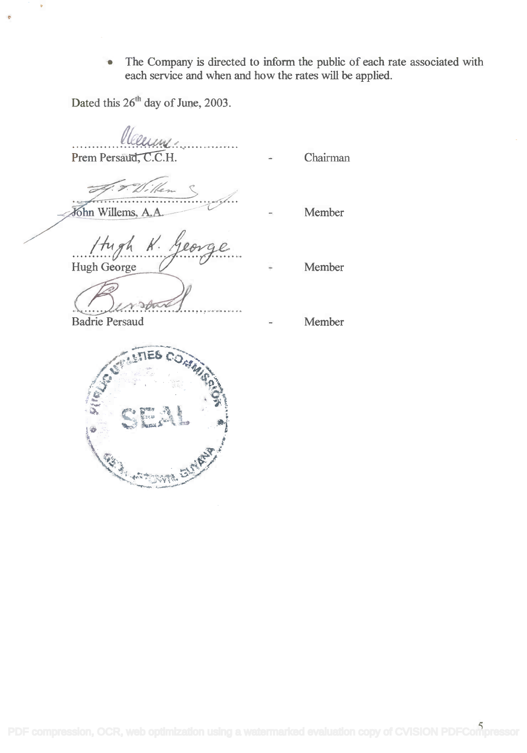- The Company is directed to inform the public of each rate associated with each service and when and how the rates will be applied.

Dated this 26th day of June, 2003.

| | | |
|---|---|---|
| Prem Persaud, C.C.H. | - | Chairman |
| John Willems, A.A. | - | Member |
| Hugh George | - | Member |
| Badrie Persaud | - | Member |

SEAL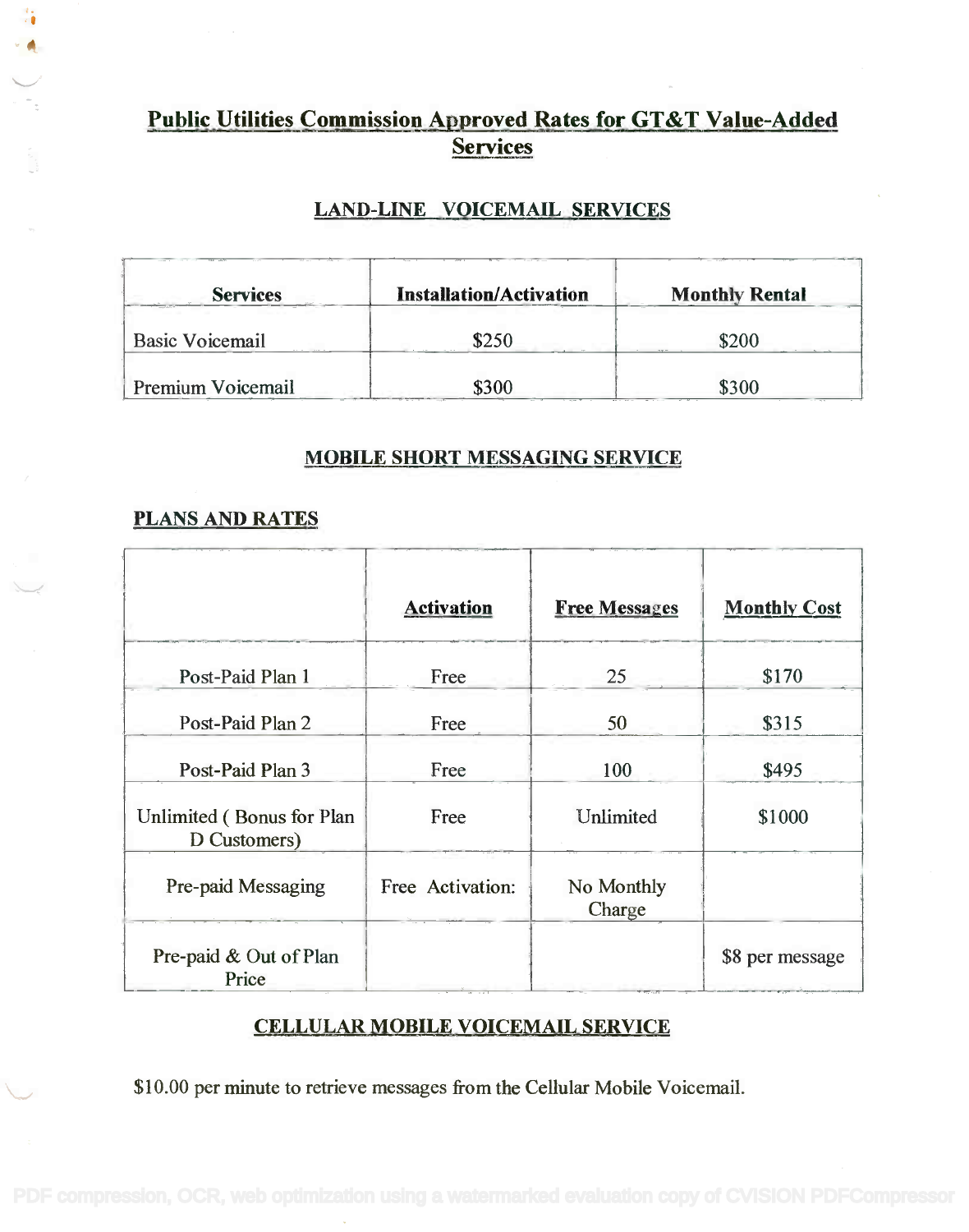# Public Utilities Commission Approved Rates for GT&T Value-Added Services

## LAND-LINE VOICEMAIL SERVICES

| Services | Installation/Activation | Monthly Rental |
|---|---|---|
| Basic Voicemail | $250 | $200 |
| Premium Voicemail | $300 | $300 |

## MOBILE SHORT MESSAGING SERVICE

### PLANS AND RATES

| | Activation | Free Messages | Monthly Cost |
|---|---|---|---|
| Post-Paid Plan 1 | Free | 25 | $170 |
| Post-Paid Plan 2 | Free | 50 | $315 |
| Post-Paid Plan 3 | Free | 100 | $495 |
| Unlimited ( Bonus for Plan D Customers) | Free | Unlimited | $1000 |
| Pre-paid Messaging | Free Activation: | No Monthly Charge | |
| Pre-paid & Out of Plan Price | | | $8 per message |

## CELLULAR MOBILE VOICEMAIL SERVICE

$10.00 per minute to retrieve messages from the Cellular Mobile Voicemail.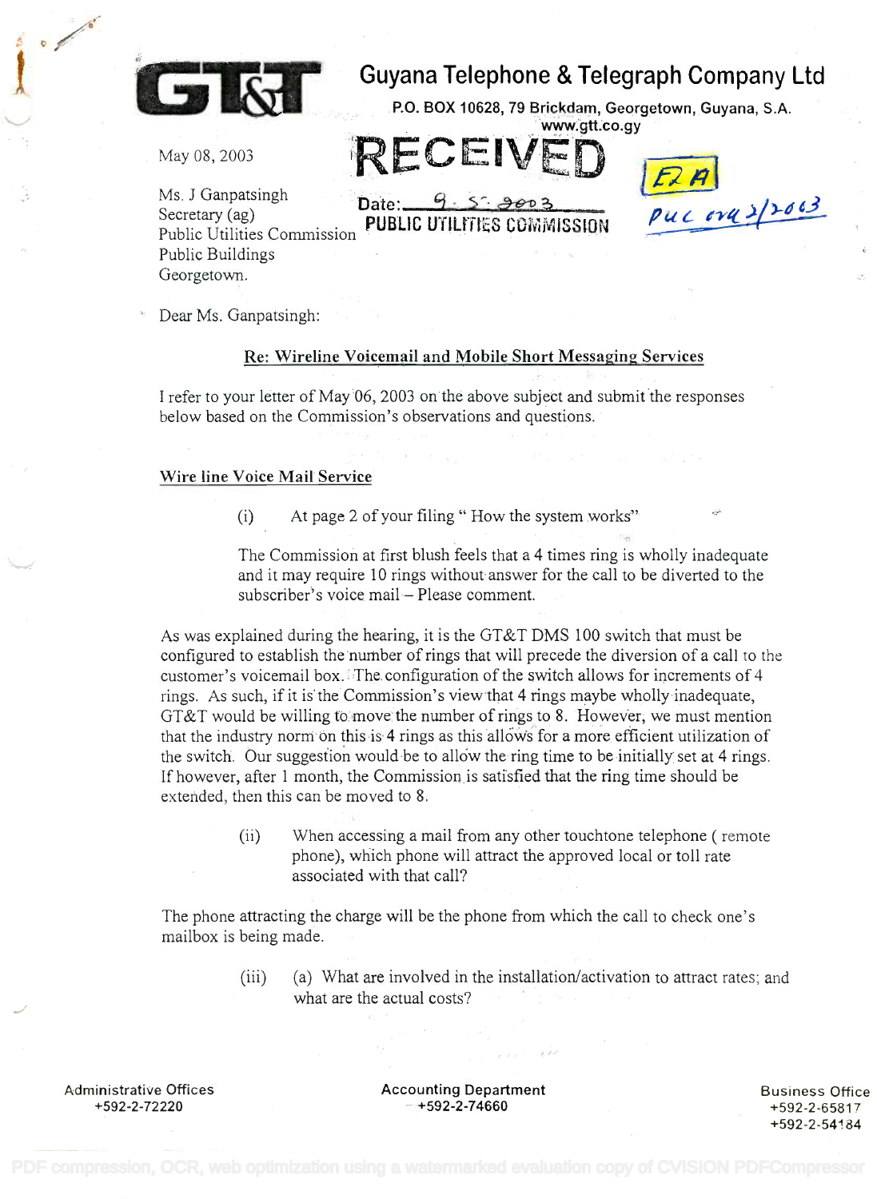# Guyana Telephone & Telegraph Company Ltd

P.O. BOX 10628, 79 Brickdam, Georgetown, Guyana, S.A.
www.gtt.co.gy

RECEIVED
Date: 9.5.2003
PUBLIC UTILITIES COMMISSION

EZ A
PUC ova 2/2003

May 08, 2003

Ms. J Ganpatsingh
Secretary (ag)
Public Utilities Commission
Public Buildings
Georgetown.

Dear Ms. Ganpatsingh:

**Re: Wireline Voicemail and Mobile Short Messaging Services**

I refer to your letter of May 06, 2003 on the above subject and submit the responses below based on the Commission's observations and questions.

**Wire line Voice Mail Service**

(i) At page 2 of your filing " How the system works"

The Commission at first blush feels that a 4 times ring is wholly inadequate and it may require 10 rings without answer for the call to be diverted to the subscriber's voice mail – Please comment.

As was explained during the hearing, it is the GT&T DMS 100 switch that must be configured to establish the number of rings that will precede the diversion of a call to the customer's voicemail box. The configuration of the switch allows for increments of 4 rings. As such, if it is the Commission's view that 4 rings maybe wholly inadequate, GT&T would be willing to move the number of rings to 8. However, we must mention that the industry norm on this is 4 rings as this allows for a more efficient utilization of the switch. Our suggestion would be to allow the ring time to be initially set at 4 rings. If however, after 1 month, the Commission is satisfied that the ring time should be extended, then this can be moved to 8.

(ii) When accessing a mail from any other touchtone telephone ( remote phone), which phone will attract the approved local or toll rate associated with that call?

The phone attracting the charge will be the phone from which the call to check one's mailbox is being made.

(iii) (a) What are involved in the installation/activation to attract rates; and what are the actual costs?

Administrative Offices +592-2-72220 | Accounting Department +592-2-74660 | Business Office +592-2-65817 +592-2-54184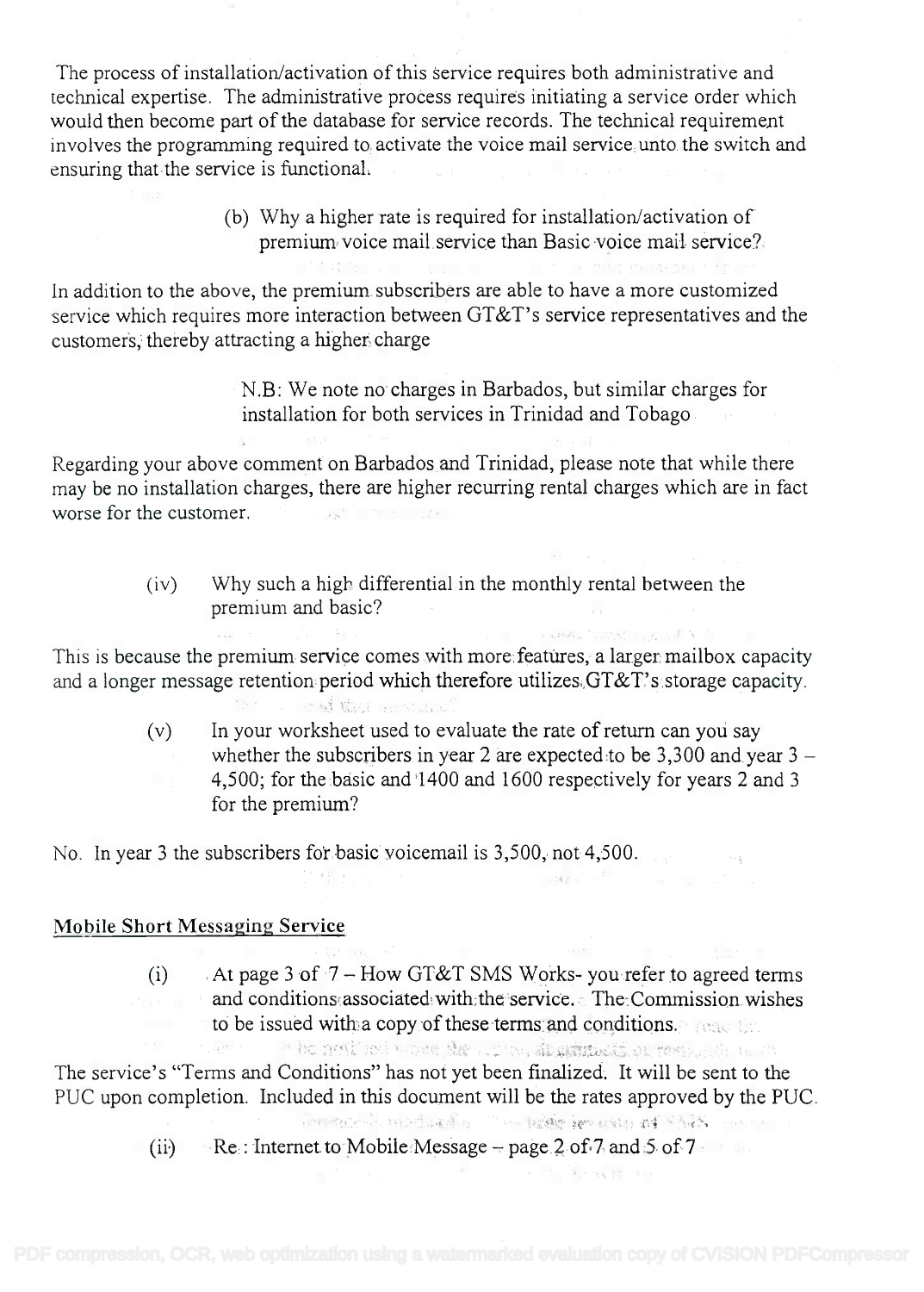The process of installation/activation of this service requires both administrative and technical expertise. The administrative process requires initiating a service order which would then become part of the database for service records. The technical requirement involves the programming required to activate the voice mail service unto the switch and ensuring that the service is functional.

> (b) Why a higher rate is required for installation/activation of premium voice mail service than Basic voice mail service?

In addition to the above, the premium subscribers are able to have a more customized service which requires more interaction between GT&T's service representatives and the customers, thereby attracting a higher charge

> N.B: We note no charges in Barbados, but similar charges for installation for both services in Trinidad and Tobago

Regarding your above comment on Barbados and Trinidad, please note that while there may be no installation charges, there are higher recurring rental charges which are in fact worse for the customer.

> (iv) Why such a high differential in the monthly rental between the premium and basic?

This is because the premium service comes with more features, a larger mailbox capacity and a longer message retention period which therefore utilizes GT&T's storage capacity.

> (v) In your worksheet used to evaluate the rate of return can you say whether the subscribers in year 2 are expected to be 3,300 and year 3 – 4,500; for the basic and 1400 and 1600 respectively for years 2 and 3 for the premium?

No. In year 3 the subscribers for basic voicemail is 3,500, not 4,500.

## Mobile Short Messaging Service

> (i) At page 3 of 7 – How GT&T SMS Works- you refer to agreed terms and conditions associated with the service. The Commission wishes to be issued with a copy of these terms and conditions.

The service's "Terms and Conditions" has not yet been finalized. It will be sent to the PUC upon completion. Included in this document will be the rates approved by the PUC.

> (ii) Re.: Internet to Mobile Message – page 2 of 7 and 5 of 7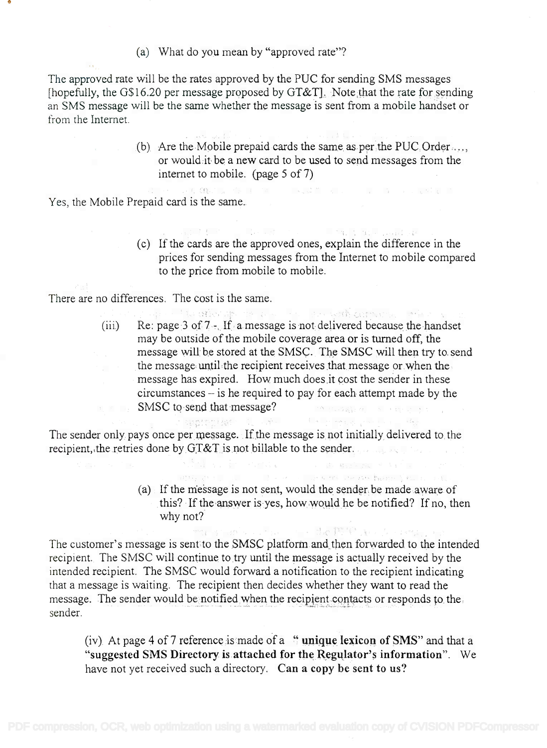(a) What do you mean by "approved rate"?

The approved rate will be the rates approved by the PUC for sending SMS messages [hopefully, the G$16.20 per message proposed by GT&T]. Note that the rate for sending an SMS message will be the same whether the message is sent from a mobile handset or from the Internet.

(b) Are the Mobile prepaid cards the same as per the PUC Order...., or would it be a new card to be used to send messages from the internet to mobile. (page 5 of 7)

Yes, the Mobile Prepaid card is the same.

(c) If the cards are the approved ones, explain the difference in the prices for sending messages from the Internet to mobile compared to the price from mobile to mobile.

There are no differences. The cost is the same.

(iii) Re: page 3 of 7 - If a message is not delivered because the handset may be outside of the mobile coverage area or is turned off, the message will be stored at the SMSC. The SMSC will then try to send the message until the recipient receives that message or when the message has expired. How much does it cost the sender in these circumstances – is he required to pay for each attempt made by the SMSC to send that message?

The sender only pays once per message. If the message is not initially delivered to the recipient, the retries done by GT&T is not billable to the sender.

(a) If the message is not sent, would the sender be made aware of this? If the answer is yes, how would he be notified? If no, then why not?

The customer's message is sent to the SMSC platform and then forwarded to the intended recipient. The SMSC will continue to try until the message is actually received by the intended recipient. The SMSC would forward a notification to the recipient indicating that a message is waiting. The recipient then decides whether they want to read the message. The sender would be notified when the recipient contacts or responds to the sender.

(iv) At page 4 of 7 reference is made of a **" unique lexicon of SMS"** and that a **"suggested SMS Directory is attached for the Regulator's information"**. We have not yet received such a directory. **Can a copy be sent to us?**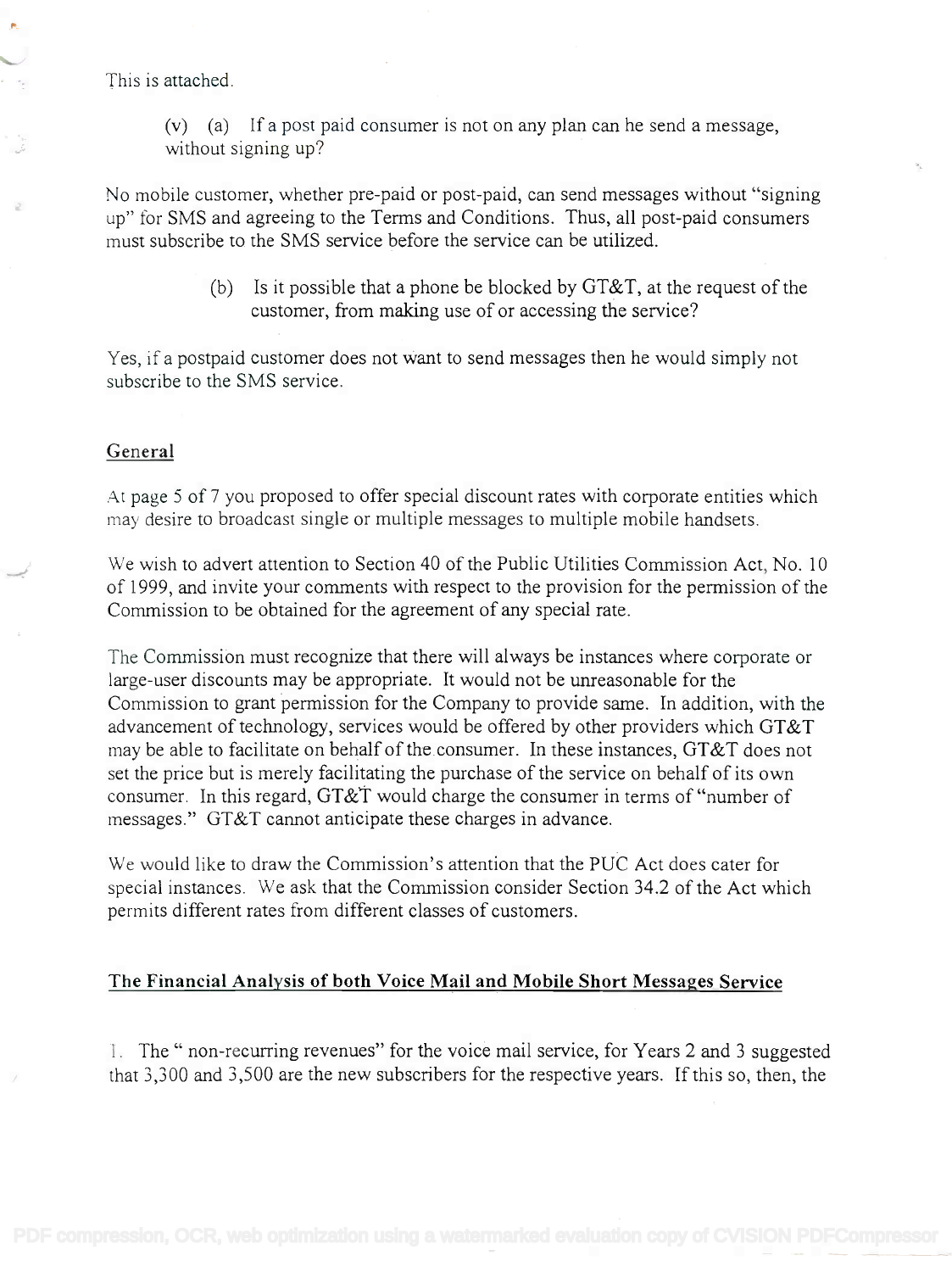This is attached.

(v) (a) If a post paid consumer is not on any plan can he send a message, without signing up?

No mobile customer, whether pre-paid or post-paid, can send messages without "signing up" for SMS and agreeing to the Terms and Conditions. Thus, all post-paid consumers must subscribe to the SMS service before the service can be utilized.

(b) Is it possible that a phone be blocked by GT&T, at the request of the customer, from making use of or accessing the service?

Yes, if a postpaid customer does not want to send messages then he would simply not subscribe to the SMS service.

## General

At page 5 of 7 you proposed to offer special discount rates with corporate entities which may desire to broadcast single or multiple messages to multiple mobile handsets.

We wish to advert attention to Section 40 of the Public Utilities Commission Act, No. 10 of 1999, and invite your comments with respect to the provision for the permission of the Commission to be obtained for the agreement of any special rate.

The Commission must recognize that there will always be instances where corporate or large-user discounts may be appropriate. It would not be unreasonable for the Commission to grant permission for the Company to provide same. In addition, with the advancement of technology, services would be offered by other providers which GT&T may be able to facilitate on behalf of the consumer. In these instances, GT&T does not set the price but is merely facilitating the purchase of the service on behalf of its own consumer. In this regard, GT&T would charge the consumer in terms of "number of messages." GT&T cannot anticipate these charges in advance.

We would like to draw the Commission's attention that the PUC Act does cater for special instances. We ask that the Commission consider Section 34.2 of the Act which permits different rates from different classes of customers.

## The Financial Analysis of both Voice Mail and Mobile Short Messages Service

1. The " non-recurring revenues" for the voice mail service, for Years 2 and 3 suggested that 3,300 and 3,500 are the new subscribers for the respective years. If this so, then, the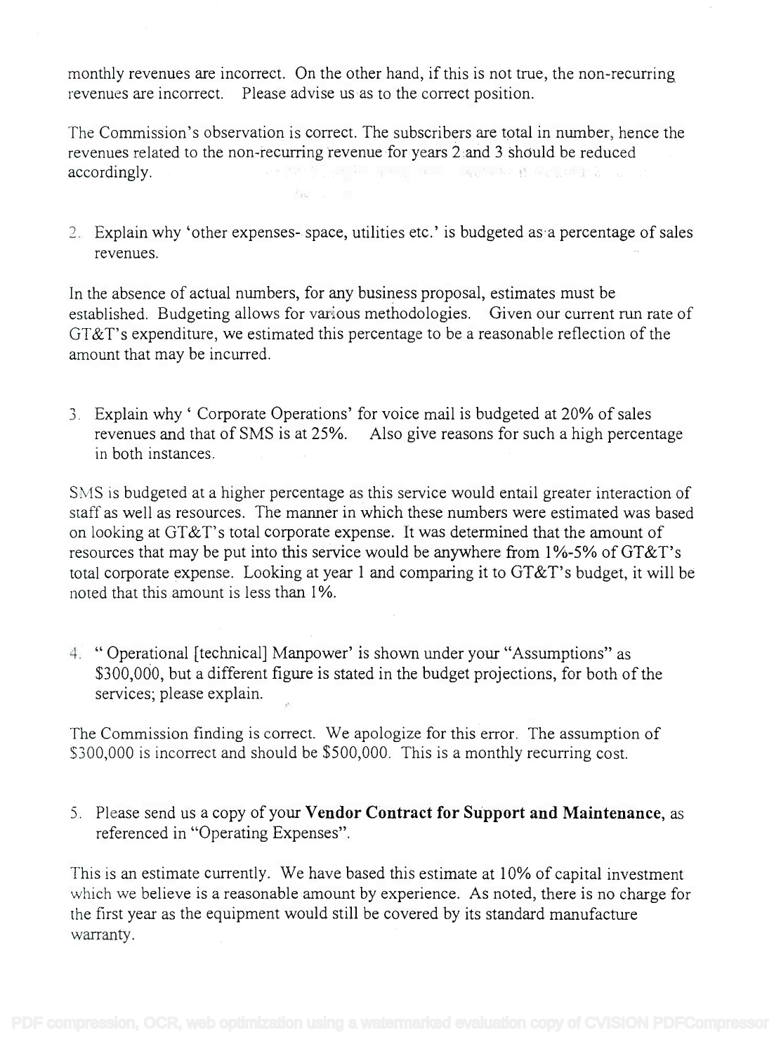monthly revenues are incorrect. On the other hand, if this is not true, the non-recurring revenues are incorrect. Please advise us as to the correct position.

The Commission's observation is correct. The subscribers are total in number, hence the revenues related to the non-recurring revenue for years 2 and 3 should be reduced accordingly.

2. Explain why 'other expenses- space, utilities etc.' is budgeted as a percentage of sales revenues.

In the absence of actual numbers, for any business proposal, estimates must be established. Budgeting allows for various methodologies. Given our current run rate of GT&T's expenditure, we estimated this percentage to be a reasonable reflection of the amount that may be incurred.

3. Explain why ' Corporate Operations' for voice mail is budgeted at 20% of sales revenues and that of SMS is at 25%. Also give reasons for such a high percentage in both instances.

SMS is budgeted at a higher percentage as this service would entail greater interaction of staff as well as resources. The manner in which these numbers were estimated was based on looking at GT&T's total corporate expense. It was determined that the amount of resources that may be put into this service would be anywhere from 1%-5% of GT&T's total corporate expense. Looking at year 1 and comparing it to GT&T's budget, it will be noted that this amount is less than 1%.

4. " Operational [technical] Manpower' is shown under your "Assumptions" as $300,000, but a different figure is stated in the budget projections, for both of the services; please explain.

The Commission finding is correct. We apologize for this error. The assumption of $300,000 is incorrect and should be $500,000. This is a monthly recurring cost.

5. Please send us a copy of your **Vendor Contract for Support and Maintenance**, as referenced in "Operating Expenses".

This is an estimate currently. We have based this estimate at 10% of capital investment which we believe is a reasonable amount by experience. As noted, there is no charge for the first year as the equipment would still be covered by its standard manufacture warranty.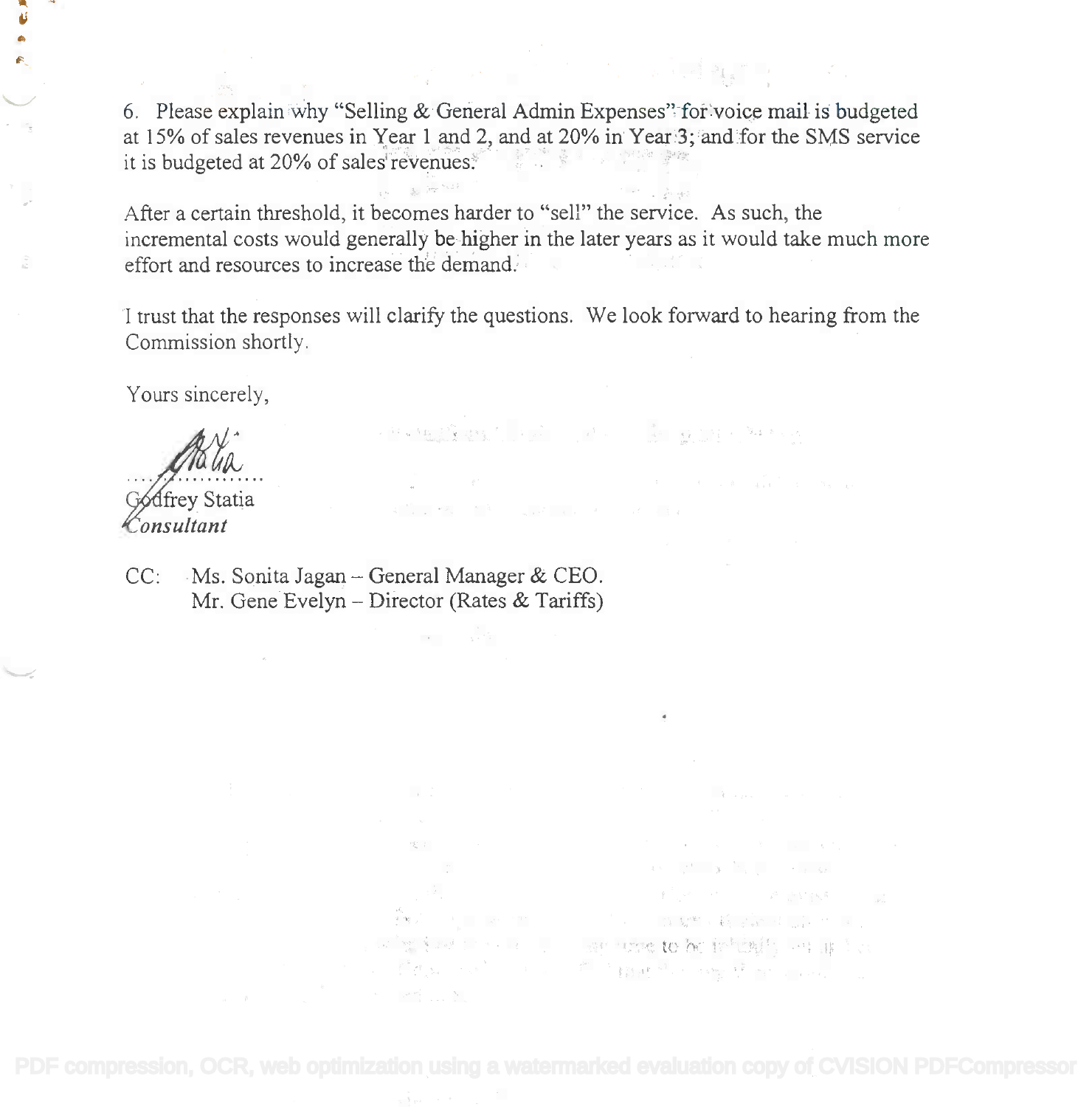6. Please explain why "Selling & General Admin Expenses" for voice mail is budgeted at 15% of sales revenues in Year 1 and 2, and at 20% in Year 3; and for the SMS service it is budgeted at 20% of sales revenues.

After a certain threshold, it becomes harder to "sell" the service. As such, the incremental costs would generally be higher in the later years as it would take much more effort and resources to increase the demand.

I trust that the responses will clarify the questions. We look forward to hearing from the Commission shortly.

Yours sincerely,

..................

Godfrey Statia
*Consultant*

CC: Ms. Sonita Jagan – General Manager & CEO.
Mr. Gene Evelyn – Director (Rates & Tariffs)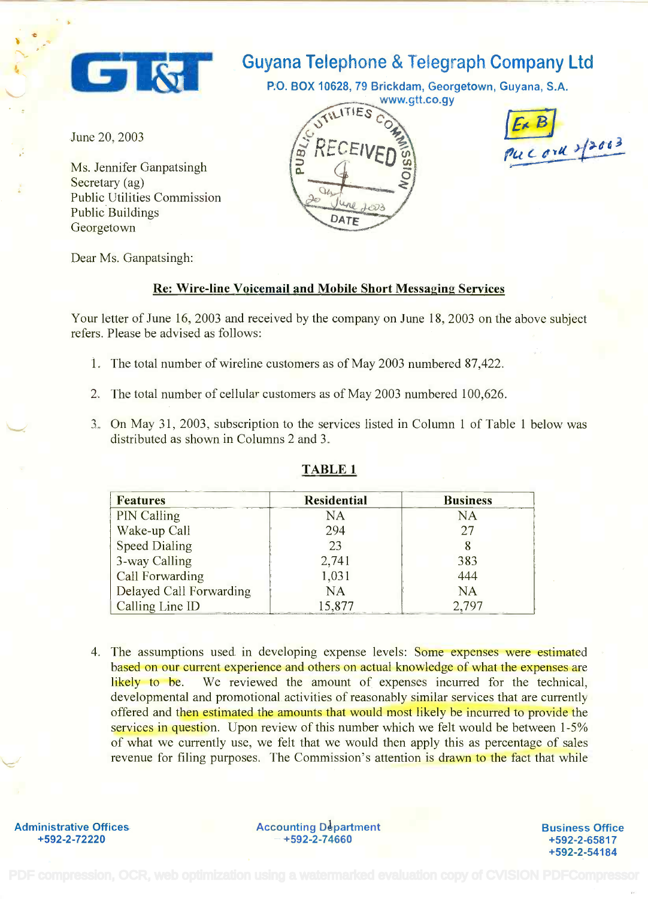**Guyana Telephone & Telegraph Company Ltd**

P.O. BOX 10628, 79 Brickdam, Georgetown, Guyana, S.A.
www.gtt.co.gy

PUBLIC UTILITIES COMMISSION
RECEIVED
20 June 2003
DATE

Ex B
PUC ord 3/2003

June 20, 2003

Ms. Jennifer Ganpatsingh
Secretary (ag)
Public Utilities Commission
Public Buildings
Georgetown

Dear Ms. Ganpatsingh:

**Re: Wire-line Voicemail and Mobile Short Messaging Services**

Your letter of June 16, 2003 and received by the company on June 18, 2003 on the above subject refers. Please be advised as follows:

1. The total number of wireline customers as of May 2003 numbered 87,422.

2. The total number of cellular customers as of May 2003 numbered 100,626.

3. On May 31, 2003, subscription to the services listed in Column 1 of Table 1 below was distributed as shown in Columns 2 and 3.

**TABLE 1**

| Features | Residential | Business |
|---|---|---|
| PIN Calling | NA | NA |
| Wake-up Call | 294 | 27 |
| Speed Dialing | 23 | 8 |
| 3-way Calling | 2,741 | 383 |
| Call Forwarding | 1,031 | 444 |
| Delayed Call Forwarding | NA | NA |
| Calling Line ID | 15,877 | 2,797 |

4. The assumptions used in developing expense levels: Some expenses were estimated based on our current experience and others on actual knowledge of what the expenses are likely to be. We reviewed the amount of expenses incurred for the technical, developmental and promotional activities of reasonably similar services that are currently offered and then estimated the amounts that would most likely be incurred to provide the services in question. Upon review of this number which we felt would be between 1-5% of what we currently use, we felt that we would then apply this as percentage of sales revenue for filing purposes. The Commission's attention is drawn to the fact that while

Administrative Offices +592-2-72220 | Accounting Department +592-2-74660 | Business Office +592-2-65817 +592-2-54184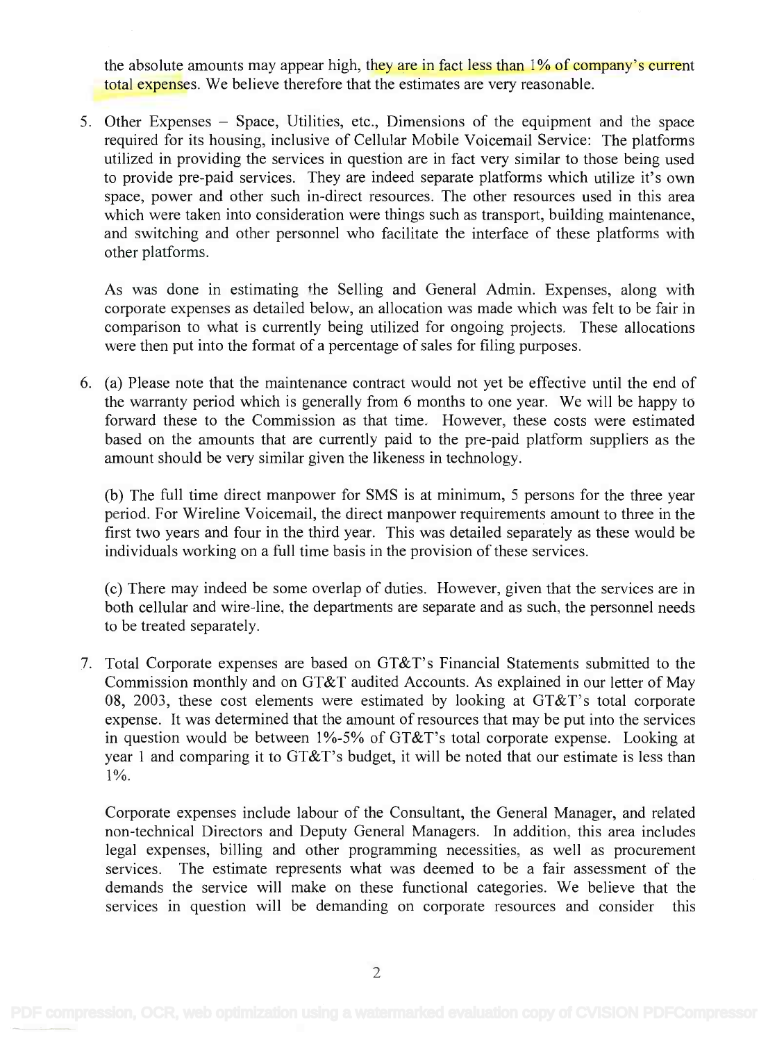the absolute amounts may appear high, they are in fact less than 1% of company's current total expenses. We believe therefore that the estimates are very reasonable.

5. Other Expenses – Space, Utilities, etc., Dimensions of the equipment and the space required for its housing, inclusive of Cellular Mobile Voicemail Service: The platforms utilized in providing the services in question are in fact very similar to those being used to provide pre-paid services. They are indeed separate platforms which utilize it's own space, power and other such in-direct resources. The other resources used in this area which were taken into consideration were things such as transport, building maintenance, and switching and other personnel who facilitate the interface of these platforms with other platforms.

   As was done in estimating the Selling and General Admin. Expenses, along with corporate expenses as detailed below, an allocation was made which was felt to be fair in comparison to what is currently being utilized for ongoing projects. These allocations were then put into the format of a percentage of sales for filing purposes.

6. (a) Please note that the maintenance contract would not yet be effective until the end of the warranty period which is generally from 6 months to one year. We will be happy to forward these to the Commission as that time. However, these costs were estimated based on the amounts that are currently paid to the pre-paid platform suppliers as the amount should be very similar given the likeness in technology.

   (b) The full time direct manpower for SMS is at minimum, 5 persons for the three year period. For Wireline Voicemail, the direct manpower requirements amount to three in the first two years and four in the third year. This was detailed separately as these would be individuals working on a full time basis in the provision of these services.

   (c) There may indeed be some overlap of duties. However, given that the services are in both cellular and wire-line, the departments are separate and as such, the personnel needs to be treated separately.

7. Total Corporate expenses are based on GT&T's Financial Statements submitted to the Commission monthly and on GT&T audited Accounts. As explained in our letter of May 08, 2003, these cost elements were estimated by looking at GT&T's total corporate expense. It was determined that the amount of resources that may be put into the services in question would be between 1%-5% of GT&T's total corporate expense. Looking at year 1 and comparing it to GT&T's budget, it will be noted that our estimate is less than 1%.

   Corporate expenses include labour of the Consultant, the General Manager, and related non-technical Directors and Deputy General Managers. In addition, this area includes legal expenses, billing and other programming necessities, as well as procurement services. The estimate represents what was deemed to be a fair assessment of the demands the service will make on these functional categories. We believe that the services in question will be demanding on corporate resources and consider this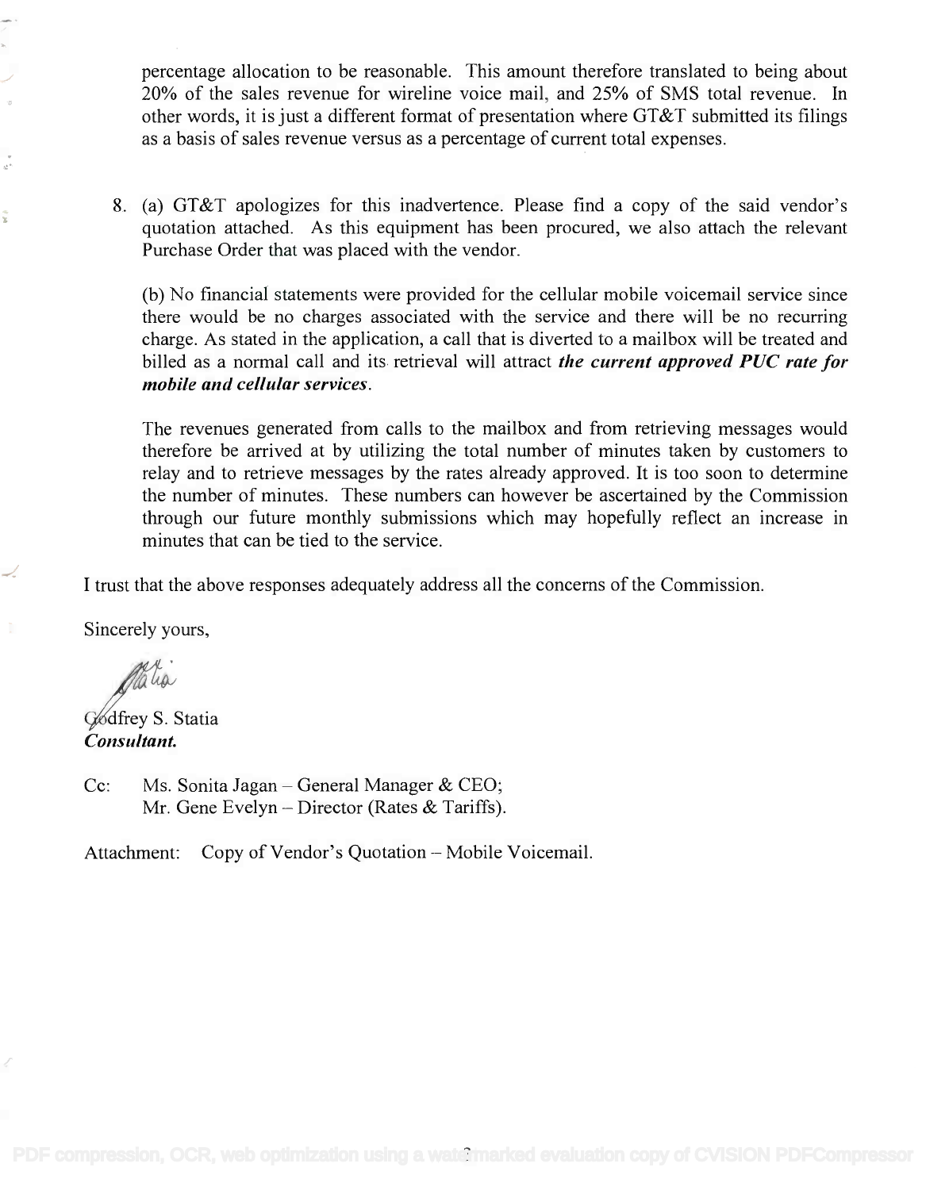percentage allocation to be reasonable. This amount therefore translated to being about 20% of the sales revenue for wireline voice mail, and 25% of SMS total revenue. In other words, it is just a different format of presentation where GT&T submitted its filings as a basis of sales revenue versus as a percentage of current total expenses.

8. (a) GT&T apologizes for this inadvertence. Please find a copy of the said vendor's quotation attached. As this equipment has been procured, we also attach the relevant Purchase Order that was placed with the vendor.

   (b) No financial statements were provided for the cellular mobile voicemail service since there would be no charges associated with the service and there will be no recurring charge. As stated in the application, a call that is diverted to a mailbox will be treated and billed as a normal call and its retrieval will attract ***the current approved PUC rate for mobile and cellular services***.

   The revenues generated from calls to the mailbox and from retrieving messages would therefore be arrived at by utilizing the total number of minutes taken by customers to relay and to retrieve messages by the rates already approved. It is too soon to determine the number of minutes. These numbers can however be ascertained by the Commission through our future monthly submissions which may hopefully reflect an increase in minutes that can be tied to the service.

I trust that the above responses adequately address all the concerns of the Commission.

Sincerely yours,

Godfrey S. Statia
***Consultant.***

Cc: Ms. Sonita Jagan – General Manager & CEO;
Mr. Gene Evelyn – Director (Rates & Tariffs).

Attachment: Copy of Vendor's Quotation – Mobile Voicemail.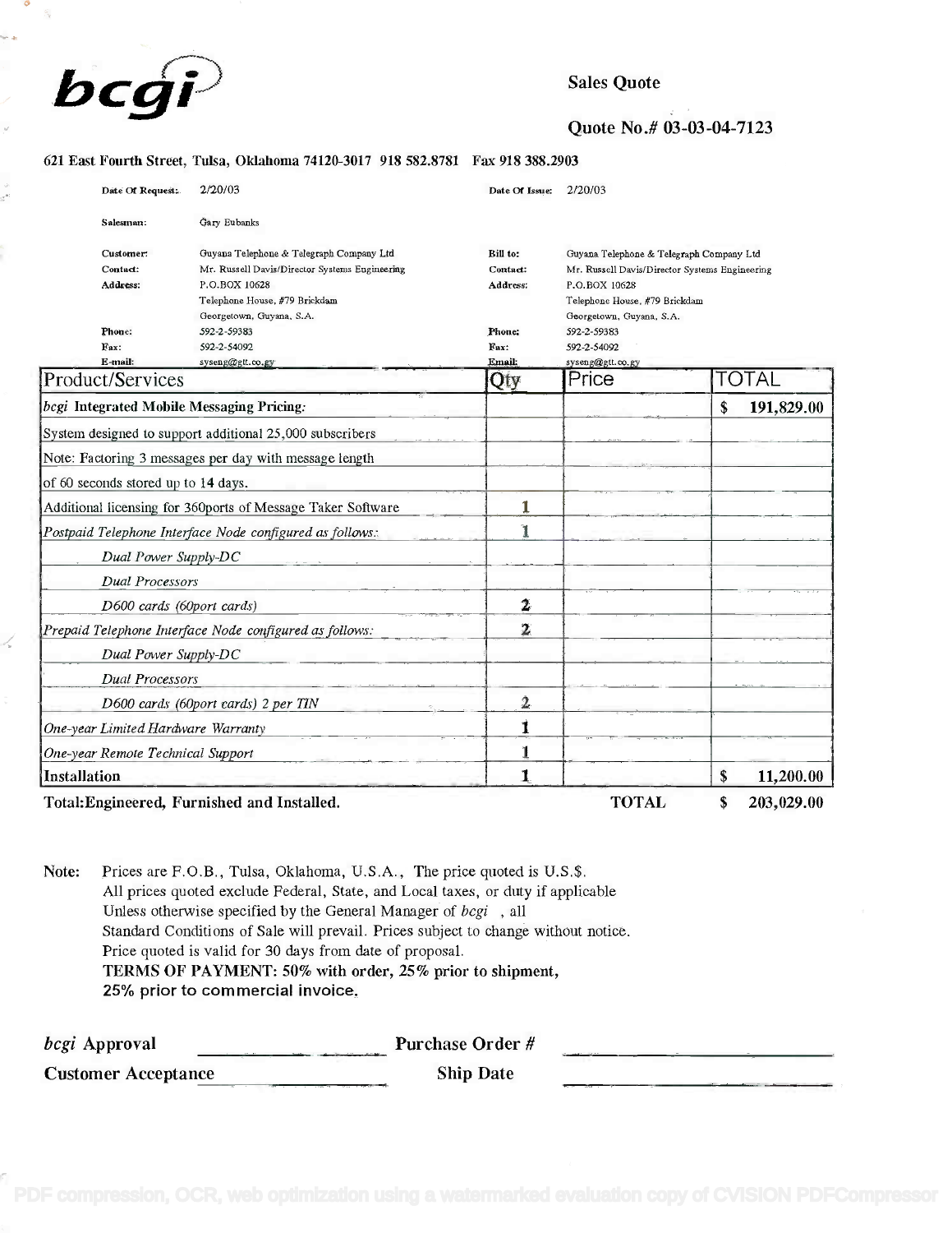**bcgi**

**Sales Quote**

**Quote No.# 03-03-04-7123**

**621 East Fourth Street, Tulsa, Oklahoma 74120-3017 918 582.8781 Fax 918 388.2903**

| | | | |
|---|---|---|---|
| **Date Of Request:** | 2/20/03 | **Date Of Issue:** | 2/20/03 |
| **Salesman:** | Gary Eubanks | | |
| **Customer:** | Guyana Telephone & Telegraph Company Ltd | **Bill to:** | Guyana Telephone & Telegraph Company Ltd |
| **Contact:** | Mr. Russell Davis/Director Systems Engineering | **Contact:** | Mr. Russell Davis/Director Systems Engineering |
| **Address:** | P.O.BOX 10628<br>Telephone House, #79 Brickdam<br>Georgetown, Guyana, S.A. | **Address:** | P.O.BOX 10628<br>Telephone House, #79 Brickdam<br>Georgetown, Guyana, S.A. |
| **Phone:** | 592-2-59383 | **Phone:** | 592-2-59383 |
| **Fax:** | 592-2-54092 | **Fax:** | 592-2-54092 |
| **E-mail:** | syseng@gtt.co.gy | **Email:** | syseng@gtt.co.gy |

| Product/Services | Qty | Price | TOTAL |
|---|---|---|---|
| ***bcgi* Integrated Mobile Messaging Pricing:** | | | $ 191,829.00 |
| System designed to support additional 25,000 subscribers | | | |
| Note: Factoring 3 messages per day with message length | | | |
| of 60 seconds stored up to 14 days. | | | |
| Additional licensing for 360ports of Message Taker Software | 1 | | |
| *Postpaid Telephone Interface Node configured as follows:* | 1 | | |
| *Dual Power Supply-DC* | | | |
| *Dual Processors* | | | |
| *D600 cards (60port cards)* | 2 | | |
| *Prepaid Telephone Interface Node configured as follows:* | 2 | | |
| *Dual Power Supply-DC* | | | |
| *Dual Processors* | | | |
| *D600 cards (60port cards) 2 per TIN* | 2 | | |
| *One-year Limited Hardware Warranty* | 1 | | |
| *One-year Remote Technical Support* | 1 | | |
| **Installation** | 1 | | $ 11,200.00 |
| **Total:Engineered, Furnished and Installed.** | | **TOTAL** | **$ 203,029.00** |

**Note:** Prices are F.O.B., Tulsa, Oklahoma, U.S.A., The price quoted is U.S.$.
All prices quoted exclude Federal, State, and Local taxes, or duty if applicable
Unless otherwise specified by the General Manager of *bcgi* , all
Standard Conditions of Sale will prevail. Prices subject to change without notice.
Price quoted is valid for 30 days from date of proposal.
**TERMS OF PAYMENT: 50% with order, 25% prior to shipment,**
**25% prior to commercial invoice.**

***bcgi* Approval** ____________ **Purchase Order #** ____________

**Customer Acceptance** ____________ **Ship Date** ____________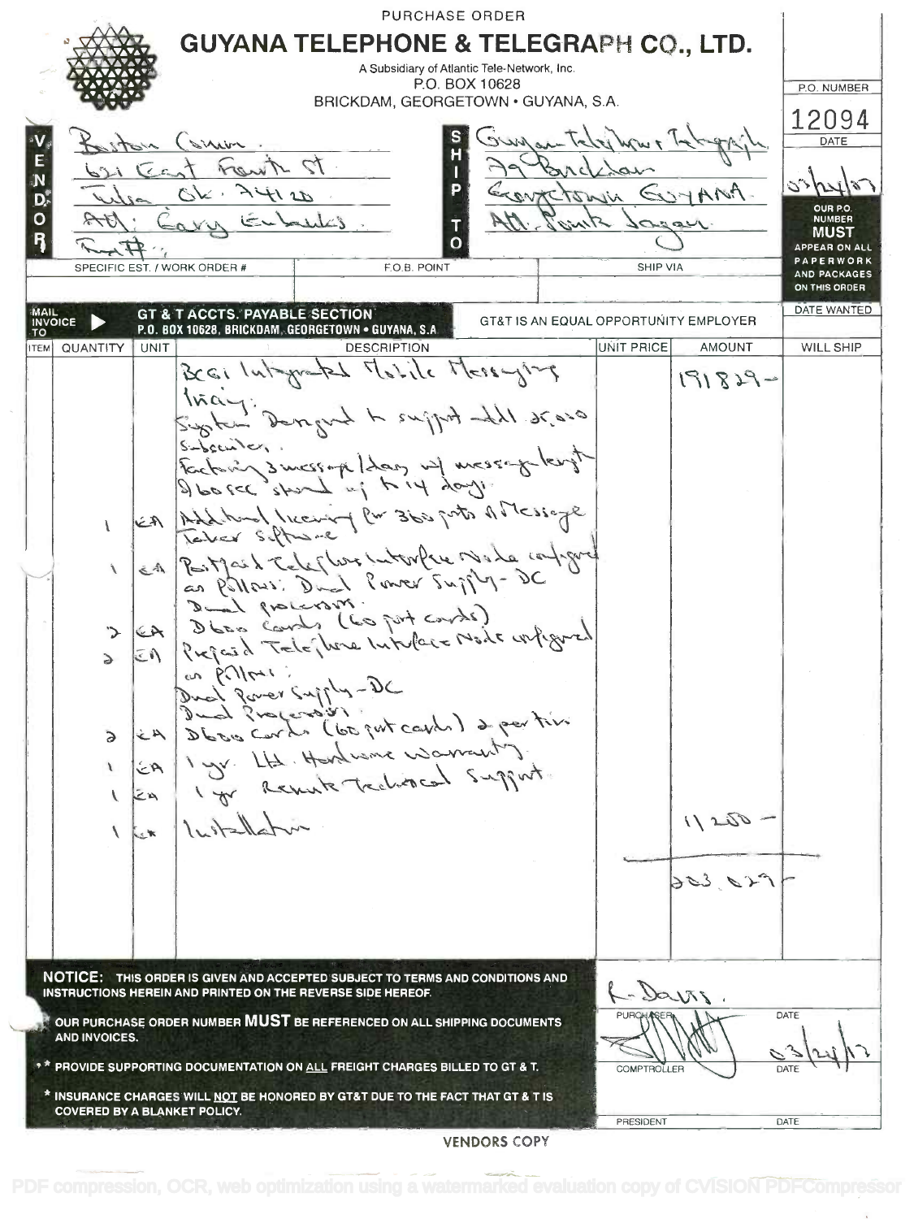PURCHASE ORDER

# GUYANA TELEPHONE & TELEGRAPH CO., LTD.

A Subsidiary of Atlantic Tele-Network, Inc.
P.O. BOX 10628
BRICKDAM, GEORGETOWN • GUYANA, S.A.

P.O. NUMBER: 12094

DATE: 03/24/97

OUR P.O. NUMBER **MUST** APPEAR ON ALL PAPERWORK AND PACKAGES ON THIS ORDER

**VENDOR:**
Boston Comm.
621 East Fourth St
Tulsa OK. 74120
Attn: Gary Eubanks
Fax #:

**SHIP TO:**
Guyana Telephone & Telegraph
79 Brickdam
Georgetown GUYANA.
Attn: Ronik Jagan

| SPECIFIC EST. / WORK ORDER # | F.O.B. POINT | SHIP VIA | DATE WANTED |
|---|---|---|---|
| | | | |

MAIL INVOICE TO ▶ **GT & T ACCTS. PAYABLE SECTION**
P.O. BOX 10628, BRICKDAM, GEORGETOWN • GUYANA, S.A

GT&T IS AN EQUAL OPPORTUNITY EMPLOYER

| ITEM | QUANTITY | UNIT | DESCRIPTION | UNIT PRICE | AMOUNT | WILL SHIP |
|---|---|---|---|---|---|---|
| | | | BCGI Integrated Mobile Messaging Inquiry: | | 191829- | |
| | | | System Designed to support all 25,000 subscribers. | | | |
| | | | Factoring 3 message/day w/ message length @ 60 sec stored up to 14 days | | | |
| | 1 | EA | Additional licensing for 360 ports of Message Taker Software | | | |
| | 1 | EA | Postpaid Telephone Interface Node configured as follows: Dual Power Supply - DC Dual processors. | | | |
| | 2 | EA | D600 Cards (60 port cards) | | | |
| | 2 | EA | Prepaid Telephone Interface Node configured as follows: Dual Power Supply - DC Dual Processors | | | |
| | 2 | EA | D600 Cards (60 port cards) 2 per tin | | | |
| | 1 | EA | 1 yr. Ltd. Hardware Warranty | | | |
| | 1 | EA | 1 yr Remote Technical Support | | | |
| | 1 | EA | Installation | | 11200 - | |
| | | | | | 203,029 - | |

**NOTICE:** THIS ORDER IS GIVEN AND ACCEPTED SUBJECT TO TERMS AND CONDITIONS AND INSTRUCTIONS HEREIN AND PRINTED ON THE REVERSE SIDE HEREOF.

* OUR PURCHASE ORDER NUMBER **MUST** BE REFERENCED ON ALL SHIPPING DOCUMENTS AND INVOICES.

** PROVIDE SUPPORTING DOCUMENTATION ON ALL FREIGHT CHARGES BILLED TO GT & T.

* INSURANCE CHARGES WILL NOT BE HONORED BY GT&T DUE TO THE FACT THAT GT & T IS COVERED BY A BLANKET POLICY.

PURCHASER: R. Davis. DATE:

COMPTROLLER: [signature] DATE: 03/24/97

PRESIDENT: DATE:

VENDORS COPY